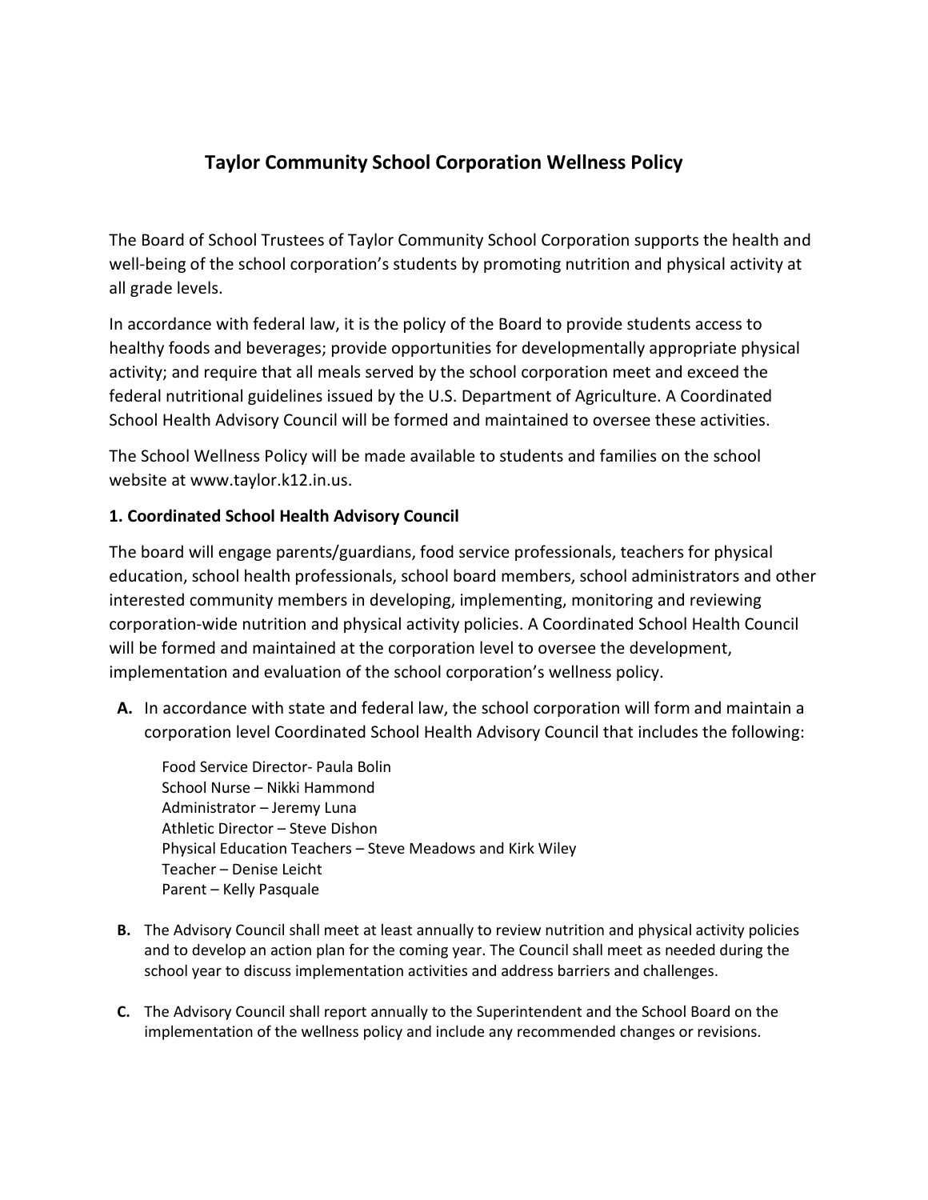# Taylor Community School Corporation Wellness Policy

The Board of School Trustees of Taylor Community School Corporation supports the health and well-being of the school corporation's students by promoting nutrition and physical activity at all grade levels.

In accordance with federal law, it is the policy of the Board to provide students access to healthy foods and beverages; provide opportunities for developmentally appropriate physical activity; and require that all meals served by the school corporation meet and exceed the federal nutritional guidelines issued by the U.S. Department of Agriculture. A Coordinated School Health Advisory Council will be formed and maintained to oversee these activities.

The School Wellness Policy will be made available to students and families on the school website at www.taylor.k12.in.us.

**1. Coordinated School Health Advisory Council**

The board will engage parents/guardians, food service professionals, teachers for physical education, school health professionals, school board members, school administrators and other interested community members in developing, implementing, monitoring and reviewing corporation-wide nutrition and physical activity policies. A Coordinated School Health Council will be formed and maintained at the corporation level to oversee the development, implementation and evaluation of the school corporation's wellness policy.

**A.** In accordance with state and federal law, the school corporation will form and maintain a corporation level Coordinated School Health Advisory Council that includes the following:

Food Service Director- Paula Bolin
School Nurse – Nikki Hammond
Administrator – Jeremy Luna
Athletic Director – Steve Dishon
Physical Education Teachers – Steve Meadows and Kirk Wiley
Teacher – Denise Leicht
Parent – Kelly Pasquale

**B.** The Advisory Council shall meet at least annually to review nutrition and physical activity policies and to develop an action plan for the coming year. The Council shall meet as needed during the school year to discuss implementation activities and address barriers and challenges.

**C.** The Advisory Council shall report annually to the Superintendent and the School Board on the implementation of the wellness policy and include any recommended changes or revisions.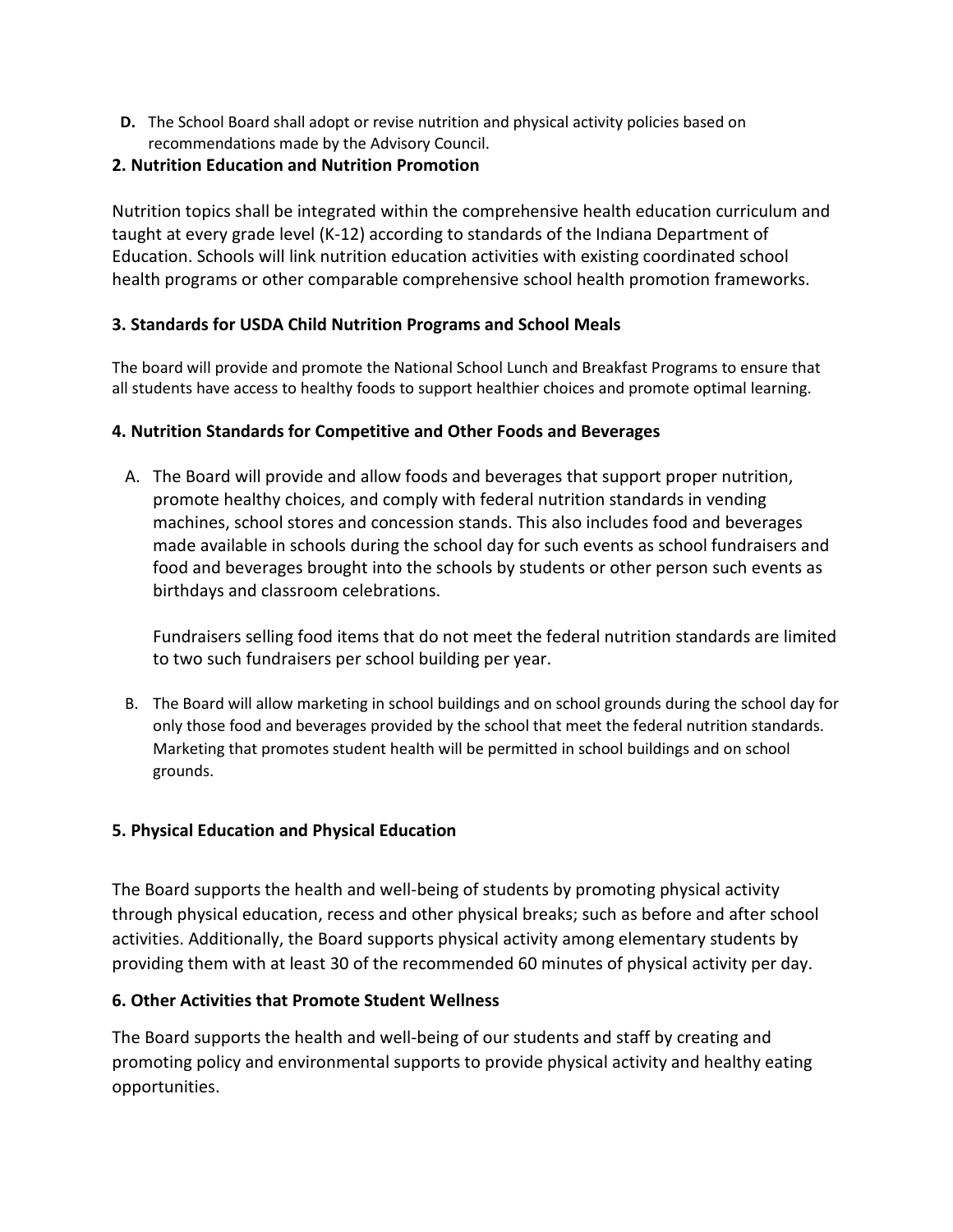**D.** The School Board shall adopt or revise nutrition and physical activity policies based on recommendations made by the Advisory Council.

## 2. Nutrition Education and Nutrition Promotion

Nutrition topics shall be integrated within the comprehensive health education curriculum and taught at every grade level (K-12) according to standards of the Indiana Department of Education. Schools will link nutrition education activities with existing coordinated school health programs or other comparable comprehensive school health promotion frameworks.

## 3. Standards for USDA Child Nutrition Programs and School Meals

The board will provide and promote the National School Lunch and Breakfast Programs to ensure that all students have access to healthy foods to support healthier choices and promote optimal learning.

## 4. Nutrition Standards for Competitive and Other Foods and Beverages

A. The Board will provide and allow foods and beverages that support proper nutrition, promote healthy choices, and comply with federal nutrition standards in vending machines, school stores and concession stands. This also includes food and beverages made available in schools during the school day for such events as school fundraisers and food and beverages brought into the schools by students or other person such events as birthdays and classroom celebrations.

   Fundraisers selling food items that do not meet the federal nutrition standards are limited to two such fundraisers per school building per year.

B. The Board will allow marketing in school buildings and on school grounds during the school day for only those food and beverages provided by the school that meet the federal nutrition standards. Marketing that promotes student health will be permitted in school buildings and on school grounds.

## 5. Physical Education and Physical Education

The Board supports the health and well-being of students by promoting physical activity through physical education, recess and other physical breaks; such as before and after school activities. Additionally, the Board supports physical activity among elementary students by providing them with at least 30 of the recommended 60 minutes of physical activity per day.

## 6. Other Activities that Promote Student Wellness

The Board supports the health and well-being of our students and staff by creating and promoting policy and environmental supports to provide physical activity and healthy eating opportunities.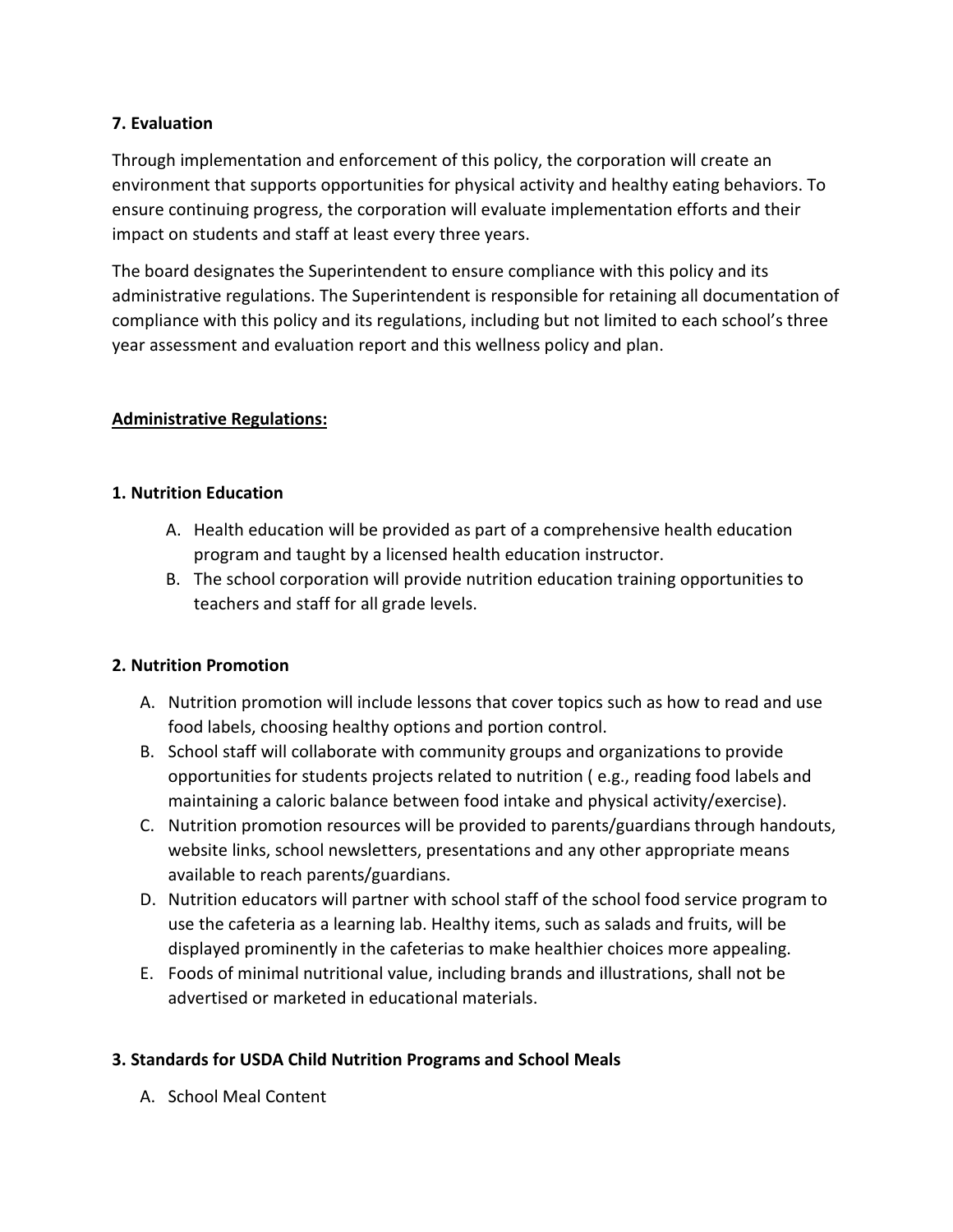**7. Evaluation**

Through implementation and enforcement of this policy, the corporation will create an environment that supports opportunities for physical activity and healthy eating behaviors. To ensure continuing progress, the corporation will evaluate implementation efforts and their impact on students and staff at least every three years.

The board designates the Superintendent to ensure compliance with this policy and its administrative regulations. The Superintendent is responsible for retaining all documentation of compliance with this policy and its regulations, including but not limited to each school's three year assessment and evaluation report and this wellness policy and plan.

**<u>Administrative Regulations:</u>**

**1. Nutrition Education**

A. Health education will be provided as part of a comprehensive health education program and taught by a licensed health education instructor.

B. The school corporation will provide nutrition education training opportunities to teachers and staff for all grade levels.

**2. Nutrition Promotion**

A. Nutrition promotion will include lessons that cover topics such as how to read and use food labels, choosing healthy options and portion control.

B. School staff will collaborate with community groups and organizations to provide opportunities for students projects related to nutrition ( e.g., reading food labels and maintaining a caloric balance between food intake and physical activity/exercise).

C. Nutrition promotion resources will be provided to parents/guardians through handouts, website links, school newsletters, presentations and any other appropriate means available to reach parents/guardians.

D. Nutrition educators will partner with school staff of the school food service program to use the cafeteria as a learning lab. Healthy items, such as salads and fruits, will be displayed prominently in the cafeterias to make healthier choices more appealing.

E. Foods of minimal nutritional value, including brands and illustrations, shall not be advertised or marketed in educational materials.

**3. Standards for USDA Child Nutrition Programs and School Meals**

A. School Meal Content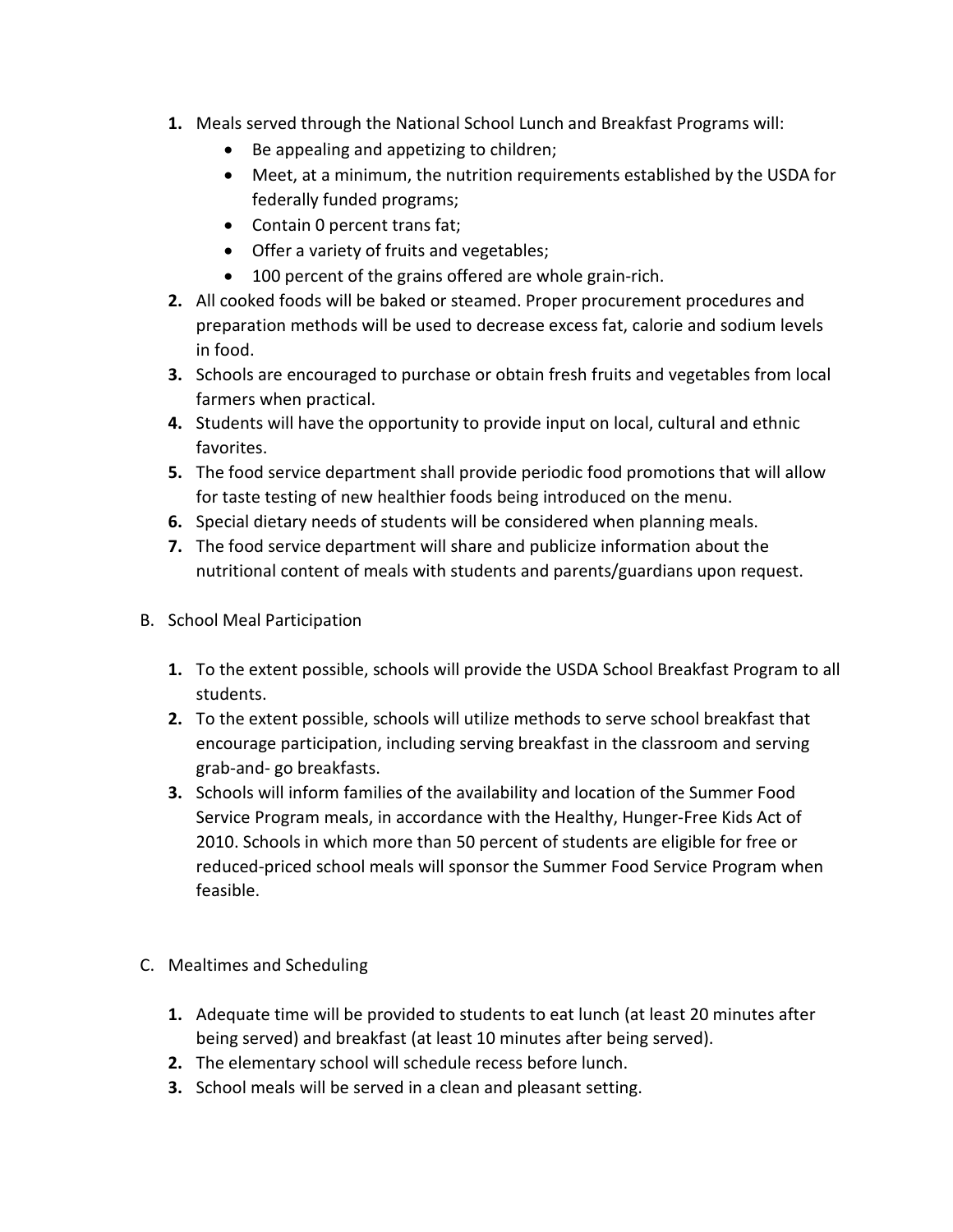1. Meals served through the National School Lunch and Breakfast Programs will:
    - Be appealing and appetizing to children;
    - Meet, at a minimum, the nutrition requirements established by the USDA for federally funded programs;
    - Contain 0 percent trans fat;
    - Offer a variety of fruits and vegetables;
    - 100 percent of the grains offered are whole grain-rich.
2. All cooked foods will be baked or steamed. Proper procurement procedures and preparation methods will be used to decrease excess fat, calorie and sodium levels in food.
3. Schools are encouraged to purchase or obtain fresh fruits and vegetables from local farmers when practical.
4. Students will have the opportunity to provide input on local, cultural and ethnic favorites.
5. The food service department shall provide periodic food promotions that will allow for taste testing of new healthier foods being introduced on the menu.
6. Special dietary needs of students will be considered when planning meals.
7. The food service department will share and publicize information about the nutritional content of meals with students and parents/guardians upon request.

B. School Meal Participation

1. To the extent possible, schools will provide the USDA School Breakfast Program to all students.
2. To the extent possible, schools will utilize methods to serve school breakfast that encourage participation, including serving breakfast in the classroom and serving grab-and- go breakfasts.
3. Schools will inform families of the availability and location of the Summer Food Service Program meals, in accordance with the Healthy, Hunger-Free Kids Act of 2010. Schools in which more than 50 percent of students are eligible for free or reduced-priced school meals will sponsor the Summer Food Service Program when feasible.

C. Mealtimes and Scheduling

1. Adequate time will be provided to students to eat lunch (at least 20 minutes after being served) and breakfast (at least 10 minutes after being served).
2. The elementary school will schedule recess before lunch.
3. School meals will be served in a clean and pleasant setting.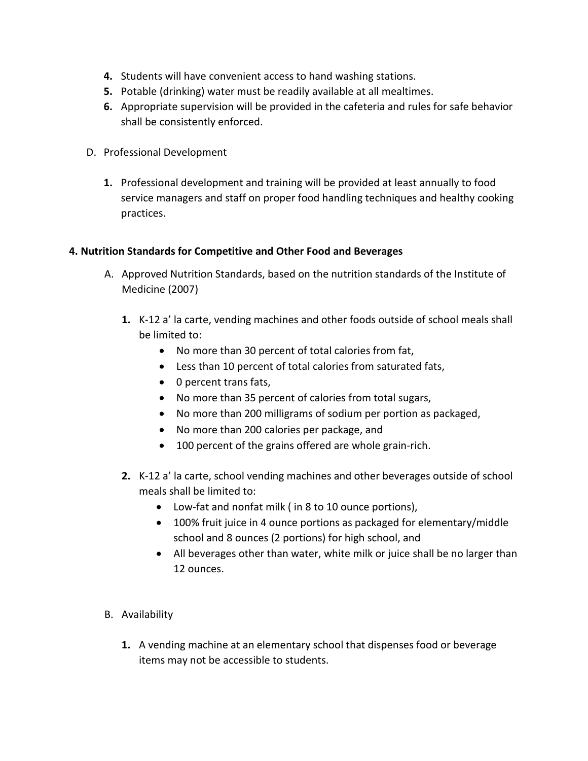4. Students will have convenient access to hand washing stations.
5. Potable (drinking) water must be readily available at all mealtimes.
6. Appropriate supervision will be provided in the cafeteria and rules for safe behavior shall be consistently enforced.

D. Professional Development

1. Professional development and training will be provided at least annually to food service managers and staff on proper food handling techniques and healthy cooking practices.

## 4. Nutrition Standards for Competitive and Other Food and Beverages

A. Approved Nutrition Standards, based on the nutrition standards of the Institute of Medicine (2007)

1. K-12 a' la carte, vending machines and other foods outside of school meals shall be limited to:
   - No more than 30 percent of total calories from fat,
   - Less than 10 percent of total calories from saturated fats,
   - 0 percent trans fats,
   - No more than 35 percent of calories from total sugars,
   - No more than 200 milligrams of sodium per portion as packaged,
   - No more than 200 calories per package, and
   - 100 percent of the grains offered are whole grain-rich.

2. K-12 a' la carte, school vending machines and other beverages outside of school meals shall be limited to:
   - Low-fat and nonfat milk ( in 8 to 10 ounce portions),
   - 100% fruit juice in 4 ounce portions as packaged for elementary/middle school and 8 ounces (2 portions) for high school, and
   - All beverages other than water, white milk or juice shall be no larger than 12 ounces.

B. Availability

1. A vending machine at an elementary school that dispenses food or beverage items may not be accessible to students.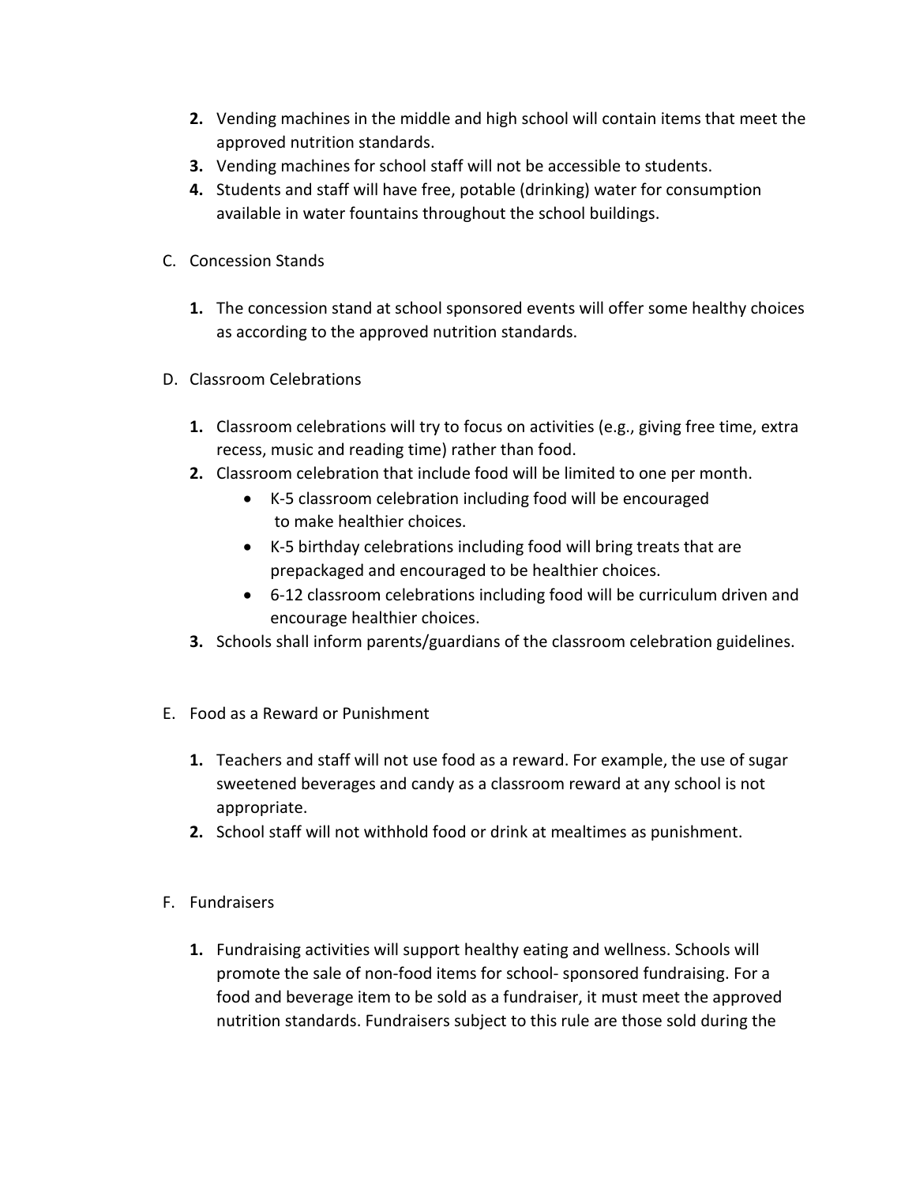2. Vending machines in the middle and high school will contain items that meet the approved nutrition standards.
3. Vending machines for school staff will not be accessible to students.
4. Students and staff will have free, potable (drinking) water for consumption available in water fountains throughout the school buildings.

C. Concession Stands

1. The concession stand at school sponsored events will offer some healthy choices as according to the approved nutrition standards.

D. Classroom Celebrations

1. Classroom celebrations will try to focus on activities (e.g., giving free time, extra recess, music and reading time) rather than food.
2. Classroom celebration that include food will be limited to one per month.
    - K-5 classroom celebration including food will be encouraged to make healthier choices.
    - K-5 birthday celebrations including food will bring treats that are prepackaged and encouraged to be healthier choices.
    - 6-12 classroom celebrations including food will be curriculum driven and encourage healthier choices.
3. Schools shall inform parents/guardians of the classroom celebration guidelines.

E. Food as a Reward or Punishment

1. Teachers and staff will not use food as a reward. For example, the use of sugar sweetened beverages and candy as a classroom reward at any school is not appropriate.
2. School staff will not withhold food or drink at mealtimes as punishment.

F. Fundraisers

1. Fundraising activities will support healthy eating and wellness. Schools will promote the sale of non-food items for school- sponsored fundraising. For a food and beverage item to be sold as a fundraiser, it must meet the approved nutrition standards. Fundraisers subject to this rule are those sold during the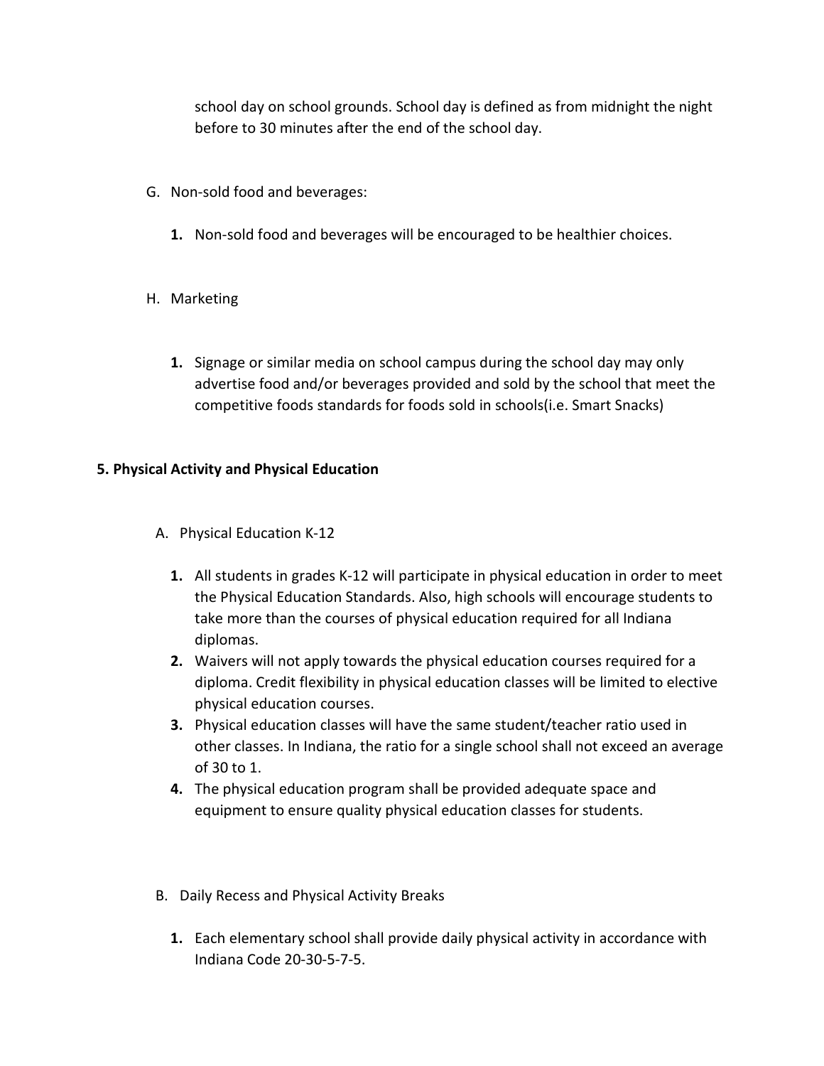school day on school grounds. School day is defined as from midnight the night before to 30 minutes after the end of the school day.

G. Non-sold food and beverages:

**1.** Non-sold food and beverages will be encouraged to be healthier choices.

H. Marketing

**1.** Signage or similar media on school campus during the school day may only advertise food and/or beverages provided and sold by the school that meet the competitive foods standards for foods sold in schools(i.e. Smart Snacks)

## 5. Physical Activity and Physical Education

A. Physical Education K-12

**1.** All students in grades K-12 will participate in physical education in order to meet the Physical Education Standards. Also, high schools will encourage students to take more than the courses of physical education required for all Indiana diplomas.

**2.** Waivers will not apply towards the physical education courses required for a diploma. Credit flexibility in physical education classes will be limited to elective physical education courses.

**3.** Physical education classes will have the same student/teacher ratio used in other classes. In Indiana, the ratio for a single school shall not exceed an average of 30 to 1.

**4.** The physical education program shall be provided adequate space and equipment to ensure quality physical education classes for students.

B. Daily Recess and Physical Activity Breaks

**1.** Each elementary school shall provide daily physical activity in accordance with Indiana Code 20-30-5-7-5.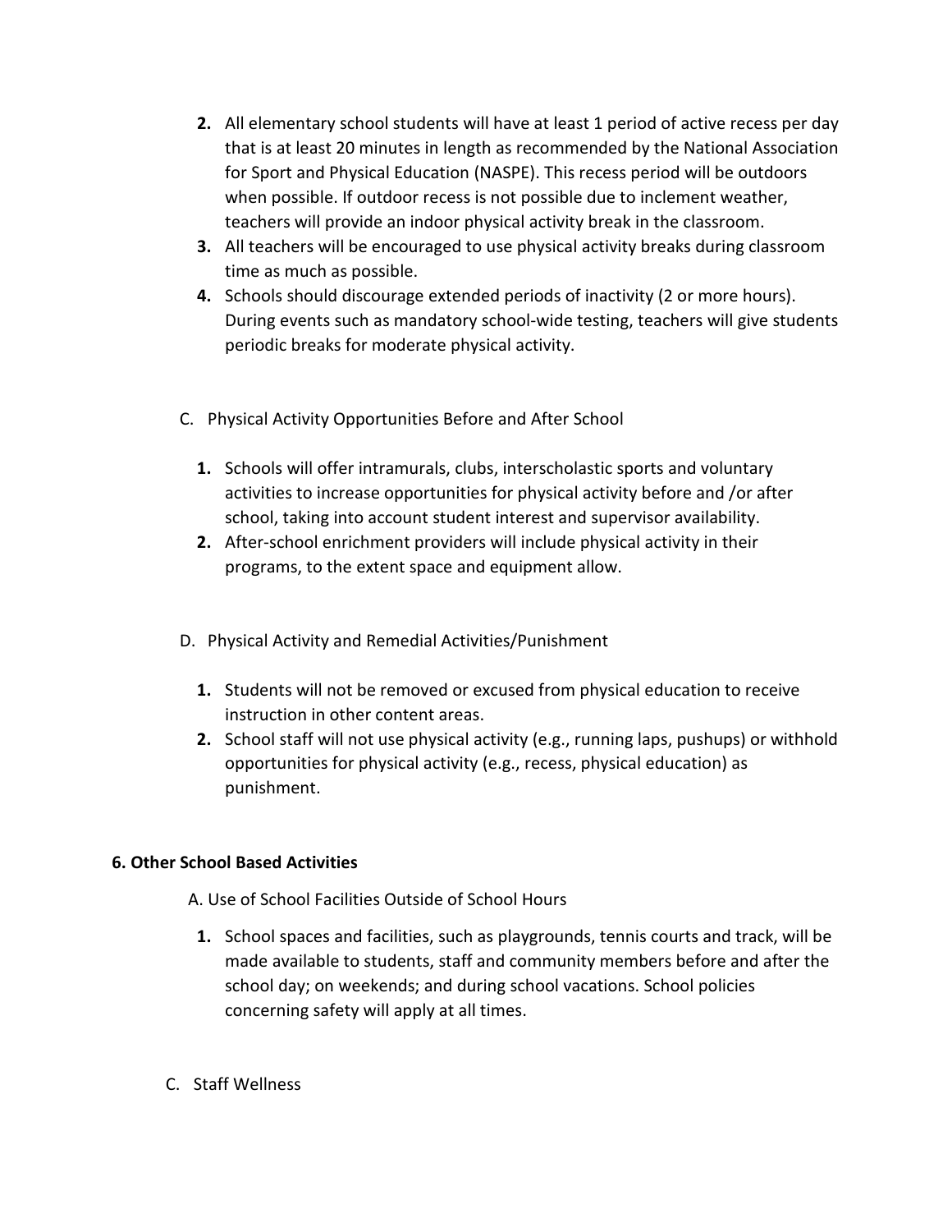2. All elementary school students will have at least 1 period of active recess per day that is at least 20 minutes in length as recommended by the National Association for Sport and Physical Education (NASPE). This recess period will be outdoors when possible. If outdoor recess is not possible due to inclement weather, teachers will provide an indoor physical activity break in the classroom.
3. All teachers will be encouraged to use physical activity breaks during classroom time as much as possible.
4. Schools should discourage extended periods of inactivity (2 or more hours). During events such as mandatory school-wide testing, teachers will give students periodic breaks for moderate physical activity.

C. Physical Activity Opportunities Before and After School

1. Schools will offer intramurals, clubs, interscholastic sports and voluntary activities to increase opportunities for physical activity before and /or after school, taking into account student interest and supervisor availability.
2. After-school enrichment providers will include physical activity in their programs, to the extent space and equipment allow.

D. Physical Activity and Remedial Activities/Punishment

1. Students will not be removed or excused from physical education to receive instruction in other content areas.
2. School staff will not use physical activity (e.g., running laps, pushups) or withhold opportunities for physical activity (e.g., recess, physical education) as punishment.

**6. Other School Based Activities**

A. Use of School Facilities Outside of School Hours

1. School spaces and facilities, such as playgrounds, tennis courts and track, will be made available to students, staff and community members before and after the school day; on weekends; and during school vacations. School policies concerning safety will apply at all times.

C. Staff Wellness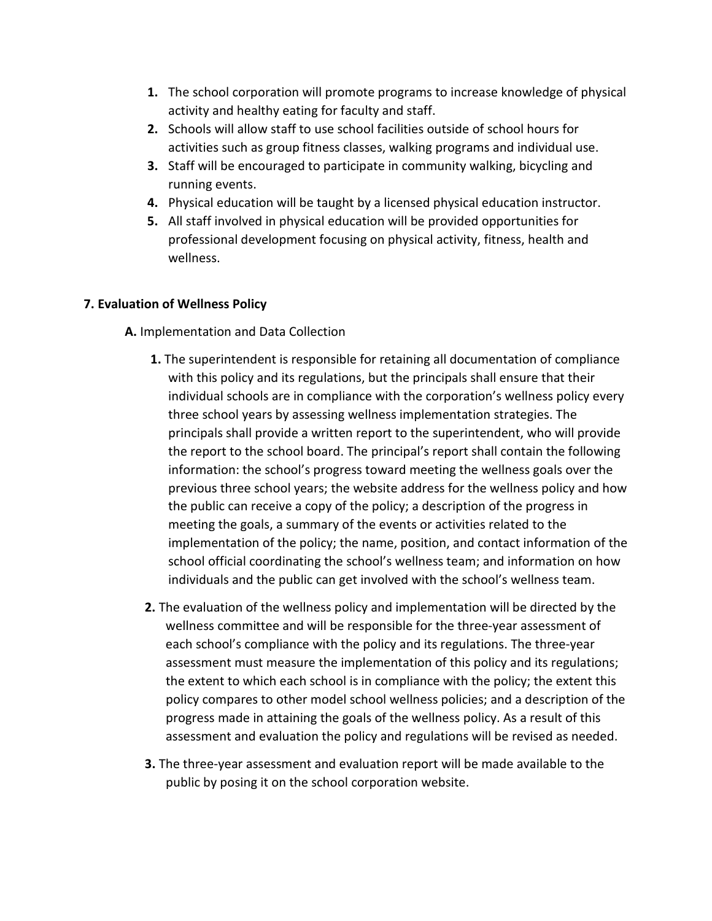1. The school corporation will promote programs to increase knowledge of physical activity and healthy eating for faculty and staff.
2. Schools will allow staff to use school facilities outside of school hours for activities such as group fitness classes, walking programs and individual use.
3. Staff will be encouraged to participate in community walking, bicycling and running events.
4. Physical education will be taught by a licensed physical education instructor.
5. All staff involved in physical education will be provided opportunities for professional development focusing on physical activity, fitness, health and wellness.

**7. Evaluation of Wellness Policy**

**A.** Implementation and Data Collection

**1.** The superintendent is responsible for retaining all documentation of compliance with this policy and its regulations, but the principals shall ensure that their individual schools are in compliance with the corporation's wellness policy every three school years by assessing wellness implementation strategies. The principals shall provide a written report to the superintendent, who will provide the report to the school board. The principal's report shall contain the following information: the school's progress toward meeting the wellness goals over the previous three school years; the website address for the wellness policy and how the public can receive a copy of the policy; a description of the progress in meeting the goals, a summary of the events or activities related to the implementation of the policy; the name, position, and contact information of the school official coordinating the school's wellness team; and information on how individuals and the public can get involved with the school's wellness team.

**2.** The evaluation of the wellness policy and implementation will be directed by the wellness committee and will be responsible for the three-year assessment of each school's compliance with the policy and its regulations. The three-year assessment must measure the implementation of this policy and its regulations; the extent to which each school is in compliance with the policy; the extent this policy compares to other model school wellness policies; and a description of the progress made in attaining the goals of the wellness policy. As a result of this assessment and evaluation the policy and regulations will be revised as needed.

**3.** The three-year assessment and evaluation report will be made available to the public by posing it on the school corporation website.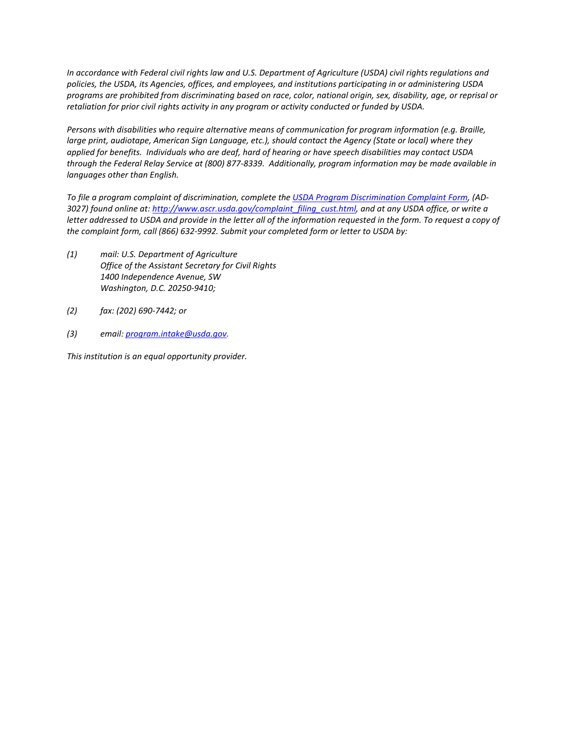*In accordance with Federal civil rights law and U.S. Department of Agriculture (USDA) civil rights regulations and policies, the USDA, its Agencies, offices, and employees, and institutions participating in or administering USDA programs are prohibited from discriminating based on race, color, national origin, sex, disability, age, or reprisal or retaliation for prior civil rights activity in any program or activity conducted or funded by USDA.*

*Persons with disabilities who require alternative means of communication for program information (e.g. Braille, large print, audiotape, American Sign Language, etc.), should contact the Agency (State or local) where they applied for benefits. Individuals who are deaf, hard of hearing or have speech disabilities may contact USDA through the Federal Relay Service at (800) 877-8339. Additionally, program information may be made available in languages other than English.*

*To file a program complaint of discrimination, complete the [USDA Program Discrimination Complaint Form](http://www.ascr.usda.gov/complaint_filing_cust.html), (AD-3027) found online at: [http://www.ascr.usda.gov/complaint_filing_cust.html](http://www.ascr.usda.gov/complaint_filing_cust.html), and at any USDA office, or write a letter addressed to USDA and provide in the letter all of the information requested in the form. To request a copy of the complaint form, call (866) 632-9992. Submit your completed form or letter to USDA by:*

*(1) mail: U.S. Department of Agriculture*
*Office of the Assistant Secretary for Civil Rights*
*1400 Independence Avenue, SW*
*Washington, D.C. 20250-9410;*

*(2) fax: (202) 690-7442; or*

*(3) email: [program.intake@usda.gov](mailto:program.intake@usda.gov).*

*This institution is an equal opportunity provider.*